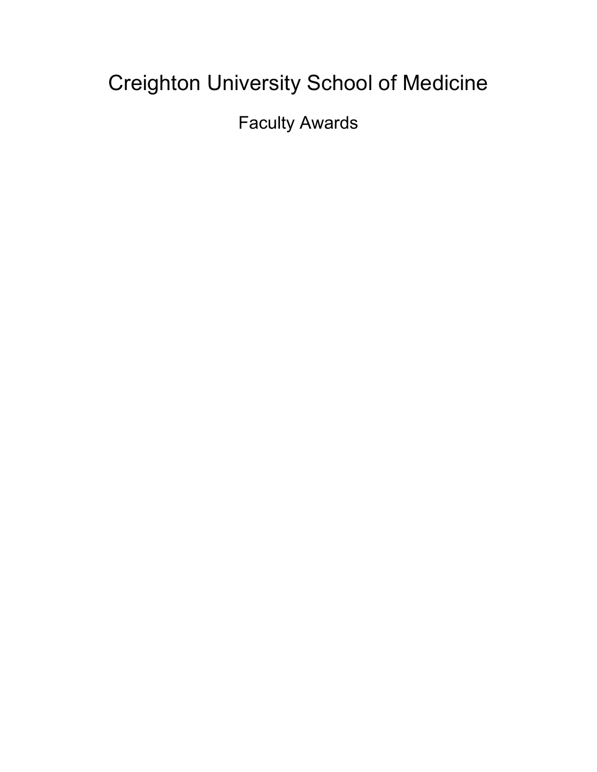# Creighton University School of Medicine

## Faculty Awards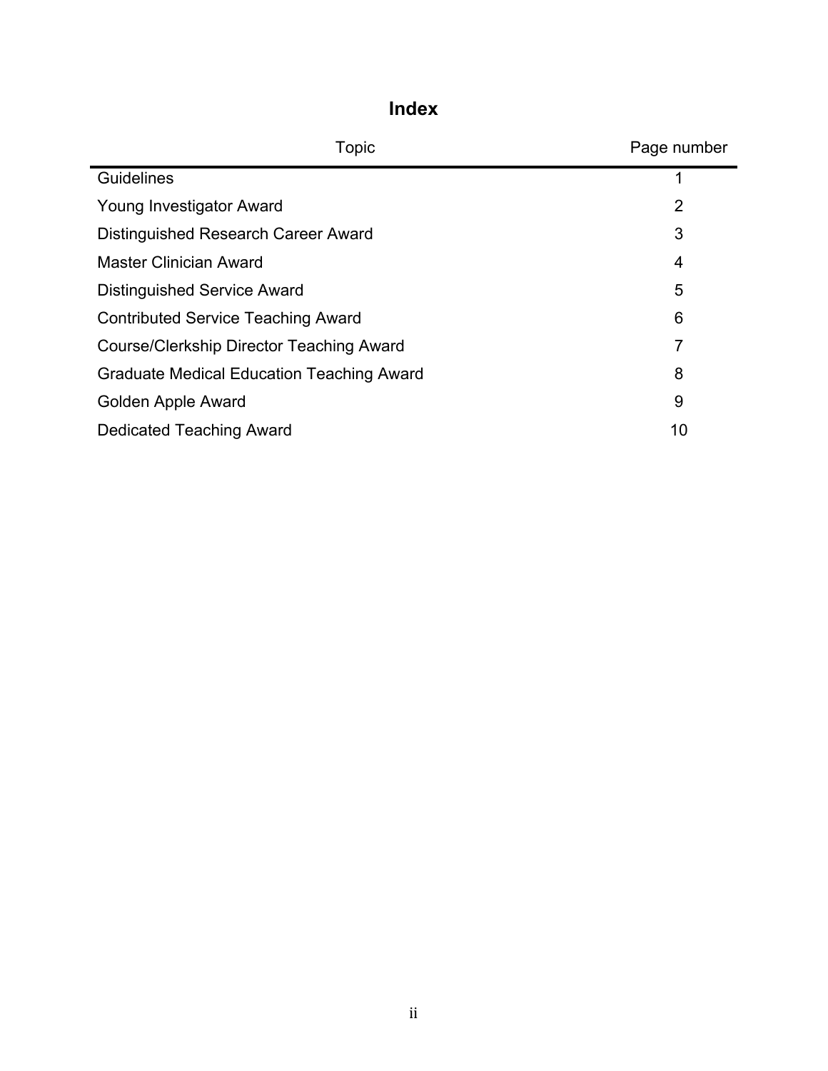# Index

| Topic | Page number |
| --- | --- |
| Guidelines | 1 |
| Young Investigator Award | 2 |
| Distinguished Research Career Award | 3 |
| Master Clinician Award | 4 |
| Distinguished Service Award | 5 |
| Contributed Service Teaching Award | 6 |
| Course/Clerkship Director Teaching Award | 7 |
| Graduate Medical Education Teaching Award | 8 |
| Golden Apple Award | 9 |
| Dedicated Teaching Award | 10 |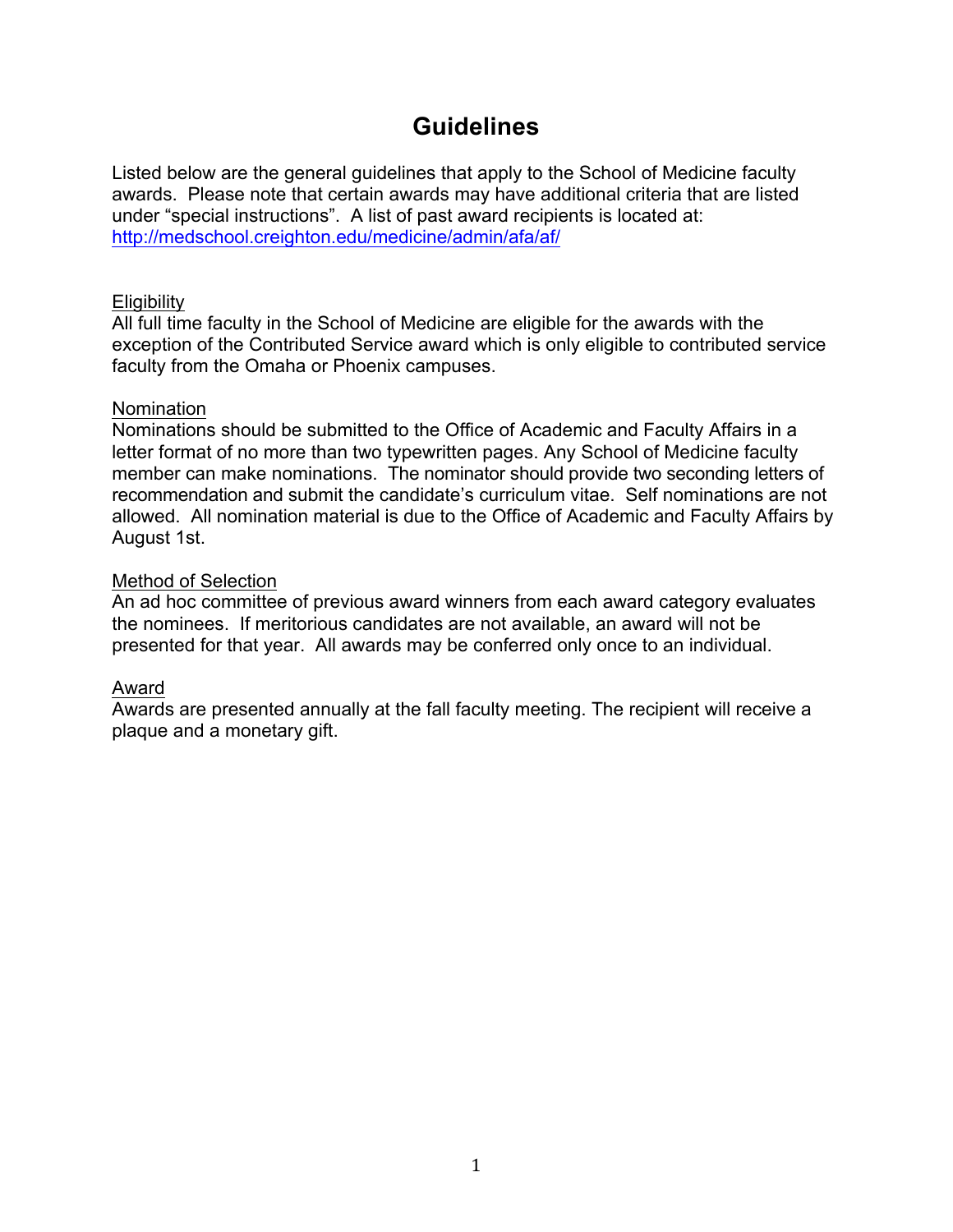# Guidelines

Listed below are the general guidelines that apply to the School of Medicine faculty awards. Please note that certain awards may have additional criteria that are listed under "special instructions". A list of past award recipients is located at: [http://medschool.creighton.edu/medicine/admin/afa/af/](http://medschool.creighton.edu/medicine/admin/afa/af/)

## Eligibility

All full time faculty in the School of Medicine are eligible for the awards with the exception of the Contributed Service award which is only eligible to contributed service faculty from the Omaha or Phoenix campuses.

## Nomination

Nominations should be submitted to the Office of Academic and Faculty Affairs in a letter format of no more than two typewritten pages. Any School of Medicine faculty member can make nominations. The nominator should provide two seconding letters of recommendation and submit the candidate's curriculum vitae. Self nominations are not allowed. All nomination material is due to the Office of Academic and Faculty Affairs by August 1st.

## Method of Selection

An ad hoc committee of previous award winners from each award category evaluates the nominees. If meritorious candidates are not available, an award will not be presented for that year. All awards may be conferred only once to an individual.

## Award

Awards are presented annually at the fall faculty meeting. The recipient will receive a plaque and a monetary gift.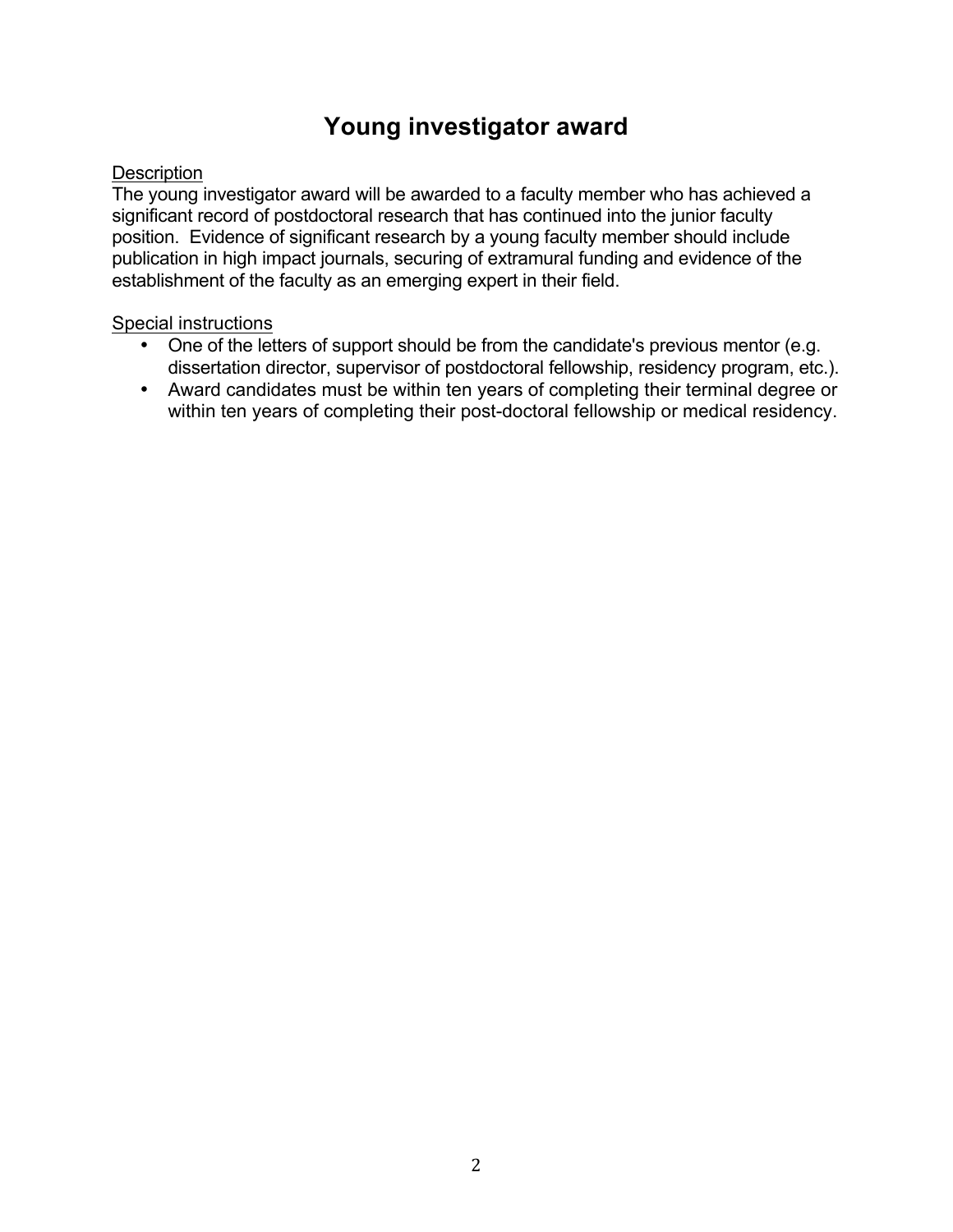# Young investigator award

Description

The young investigator award will be awarded to a faculty member who has achieved a significant record of postdoctoral research that has continued into the junior faculty position. Evidence of significant research by a young faculty member should include publication in high impact journals, securing of extramural funding and evidence of the establishment of the faculty as an emerging expert in their field.

Special instructions

- One of the letters of support should be from the candidate's previous mentor (e.g. dissertation director, supervisor of postdoctoral fellowship, residency program, etc.).
- Award candidates must be within ten years of completing their terminal degree or within ten years of completing their post-doctoral fellowship or medical residency.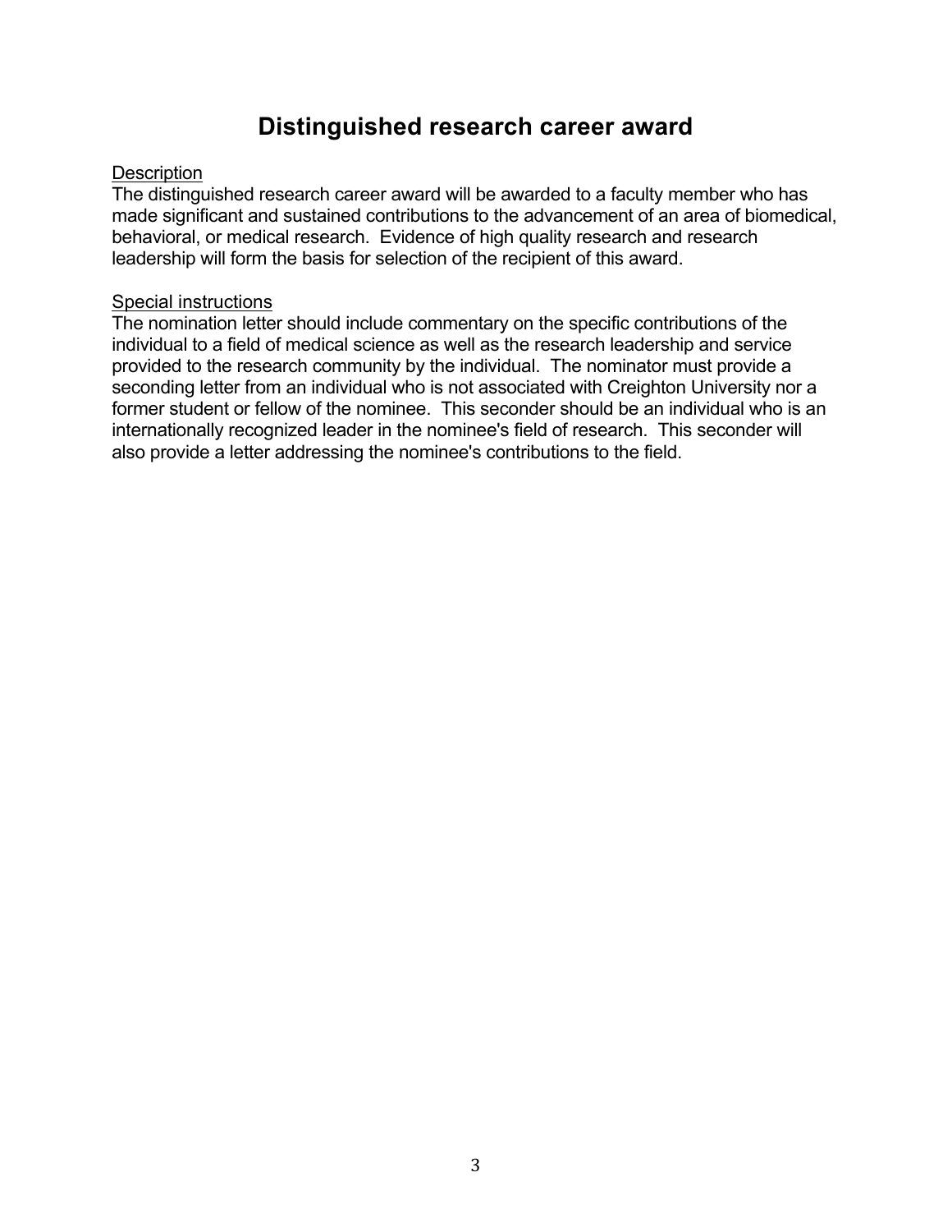# Distinguished research career award

Description

The distinguished research career award will be awarded to a faculty member who has made significant and sustained contributions to the advancement of an area of biomedical, behavioral, or medical research. Evidence of high quality research and research leadership will form the basis for selection of the recipient of this award.

Special instructions

The nomination letter should include commentary on the specific contributions of the individual to a field of medical science as well as the research leadership and service provided to the research community by the individual. The nominator must provide a seconding letter from an individual who is not associated with Creighton University nor a former student or fellow of the nominee. This seconder should be an individual who is an internationally recognized leader in the nominee's field of research. This seconder will also provide a letter addressing the nominee's contributions to the field.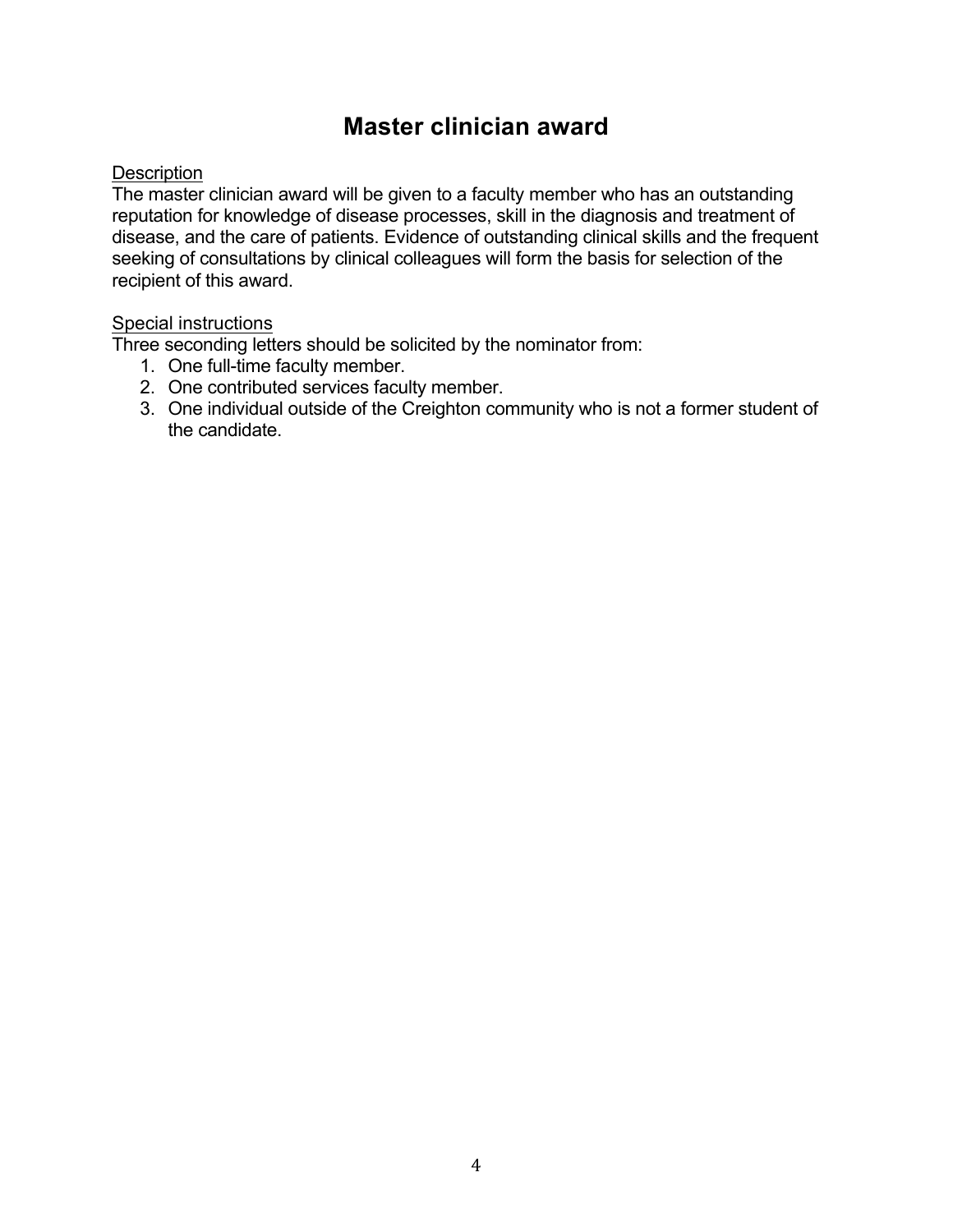# Master clinician award

Description

The master clinician award will be given to a faculty member who has an outstanding reputation for knowledge of disease processes, skill in the diagnosis and treatment of disease, and the care of patients. Evidence of outstanding clinical skills and the frequent seeking of consultations by clinical colleagues will form the basis for selection of the recipient of this award.

Special instructions

Three seconding letters should be solicited by the nominator from:

1. One full-time faculty member.
2. One contributed services faculty member.
3. One individual outside of the Creighton community who is not a former student of the candidate.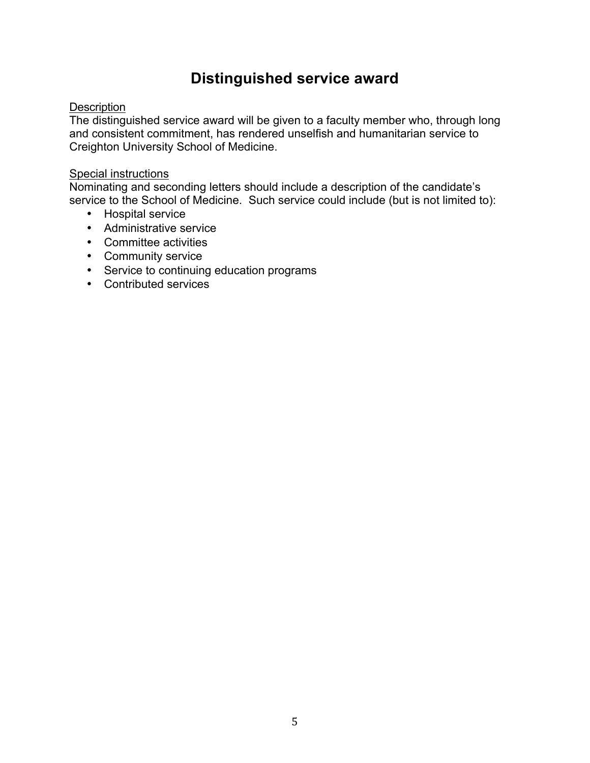# Distinguished service award

Description

The distinguished service award will be given to a faculty member who, through long and consistent commitment, has rendered unselfish and humanitarian service to Creighton University School of Medicine.

Special instructions

Nominating and seconding letters should include a description of the candidate's service to the School of Medicine. Such service could include (but is not limited to):

- Hospital service
- Administrative service
- Committee activities
- Community service
- Service to continuing education programs
- Contributed services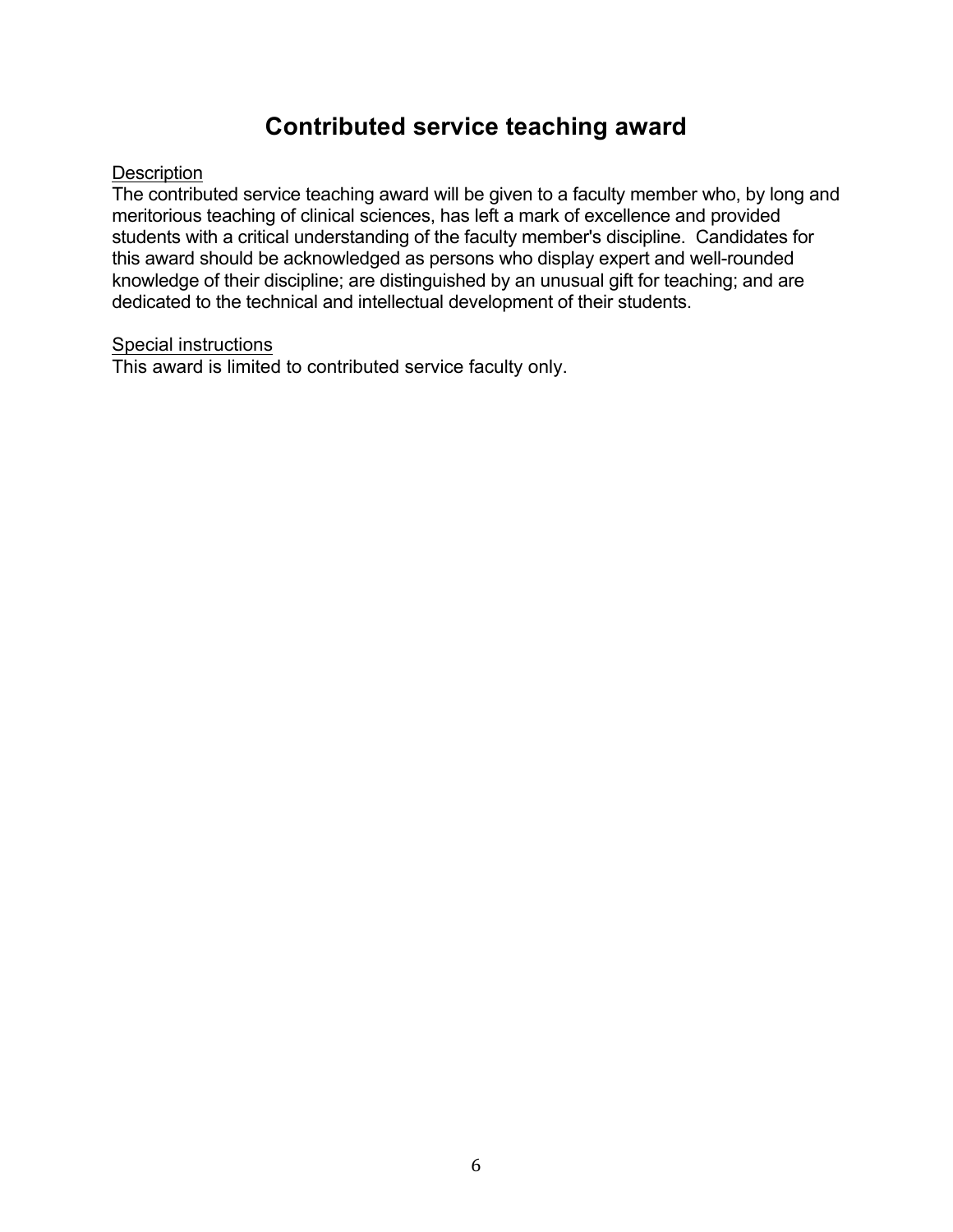# Contributed service teaching award

Description

The contributed service teaching award will be given to a faculty member who, by long and meritorious teaching of clinical sciences, has left a mark of excellence and provided students with a critical understanding of the faculty member's discipline. Candidates for this award should be acknowledged as persons who display expert and well-rounded knowledge of their discipline; are distinguished by an unusual gift for teaching; and are dedicated to the technical and intellectual development of their students.

Special instructions

This award is limited to contributed service faculty only.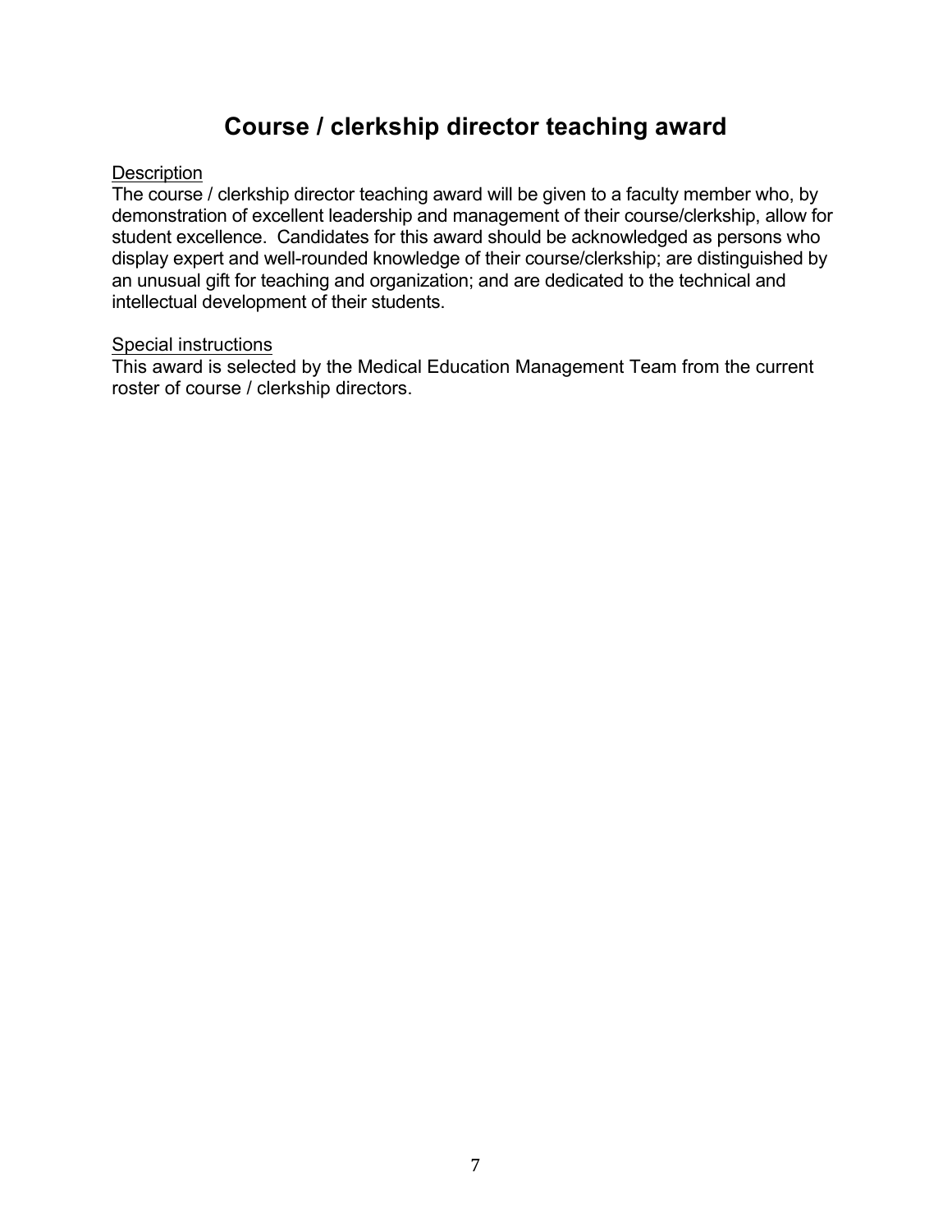# Course / clerkship director teaching award

Description

The course / clerkship director teaching award will be given to a faculty member who, by demonstration of excellent leadership and management of their course/clerkship, allow for student excellence. Candidates for this award should be acknowledged as persons who display expert and well-rounded knowledge of their course/clerkship; are distinguished by an unusual gift for teaching and organization; and are dedicated to the technical and intellectual development of their students.

Special instructions

This award is selected by the Medical Education Management Team from the current roster of course / clerkship directors.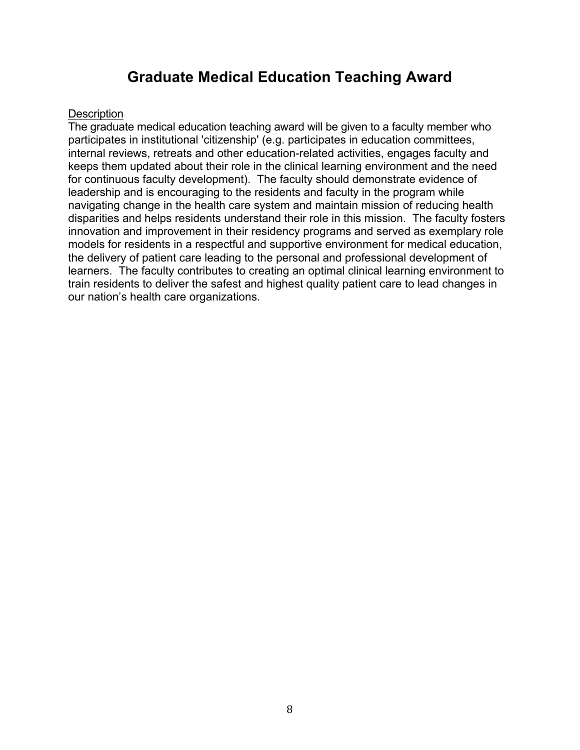# Graduate Medical Education Teaching Award

<u>Description</u>

The graduate medical education teaching award will be given to a faculty member who participates in institutional 'citizenship' (e.g. participates in education committees, internal reviews, retreats and other education-related activities, engages faculty and keeps them updated about their role in the clinical learning environment and the need for continuous faculty development). The faculty should demonstrate evidence of leadership and is encouraging to the residents and faculty in the program while navigating change in the health care system and maintain mission of reducing health disparities and helps residents understand their role in this mission. The faculty fosters innovation and improvement in their residency programs and served as exemplary role models for residents in a respectful and supportive environment for medical education, the delivery of patient care leading to the personal and professional development of learners. The faculty contributes to creating an optimal clinical learning environment to train residents to deliver the safest and highest quality patient care to lead changes in our nation's health care organizations.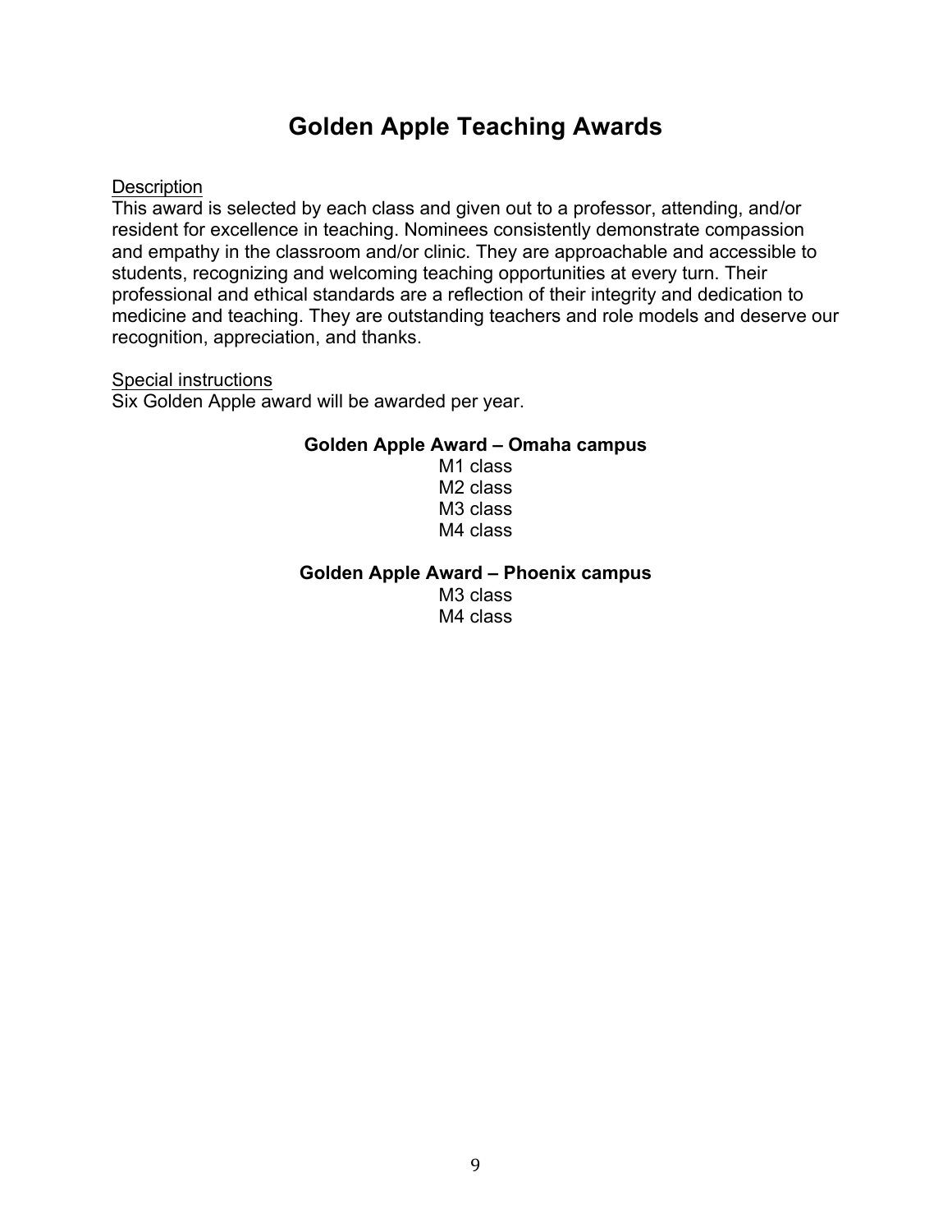# Golden Apple Teaching Awards

Description

This award is selected by each class and given out to a professor, attending, and/or resident for excellence in teaching. Nominees consistently demonstrate compassion and empathy in the classroom and/or clinic. They are approachable and accessible to students, recognizing and welcoming teaching opportunities at every turn. Their professional and ethical standards are a reflection of their integrity and dedication to medicine and teaching. They are outstanding teachers and role models and deserve our recognition, appreciation, and thanks.

Special instructions

Six Golden Apple award will be awarded per year.

**Golden Apple Award – Omaha campus**

M1 class
M2 class
M3 class
M4 class

**Golden Apple Award – Phoenix campus**

M3 class
M4 class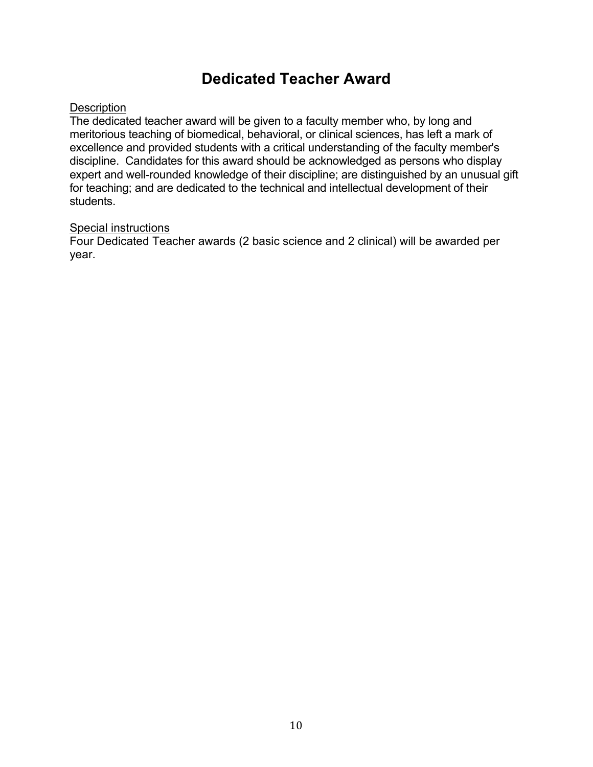# Dedicated Teacher Award

Description

The dedicated teacher award will be given to a faculty member who, by long and meritorious teaching of biomedical, behavioral, or clinical sciences, has left a mark of excellence and provided students with a critical understanding of the faculty member's discipline. Candidates for this award should be acknowledged as persons who display expert and well-rounded knowledge of their discipline; are distinguished by an unusual gift for teaching; and are dedicated to the technical and intellectual development of their students.

Special instructions

Four Dedicated Teacher awards (2 basic science and 2 clinical) will be awarded per year.